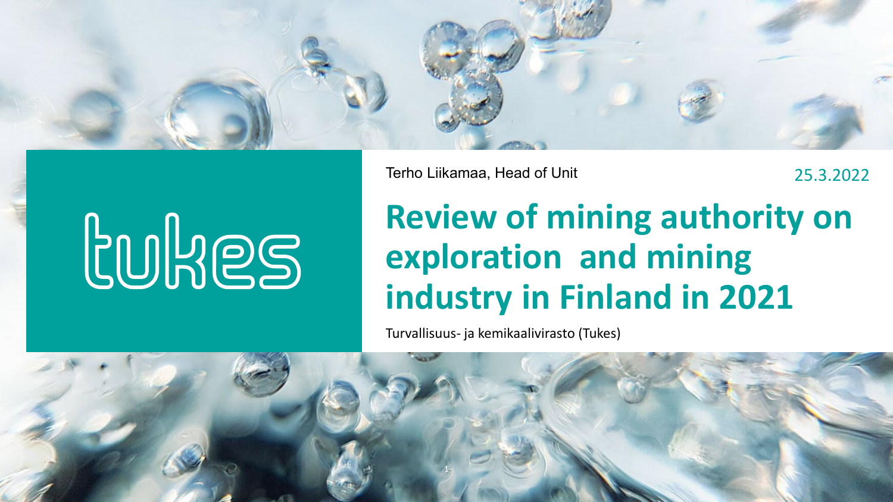tukes

Terho Liikamaa, Head of Unit

25.3.2022

# Review of mining authority on exploration and mining industry in Finland in 2021

Turvallisuus- ja kemikaalivirasto (Tukes)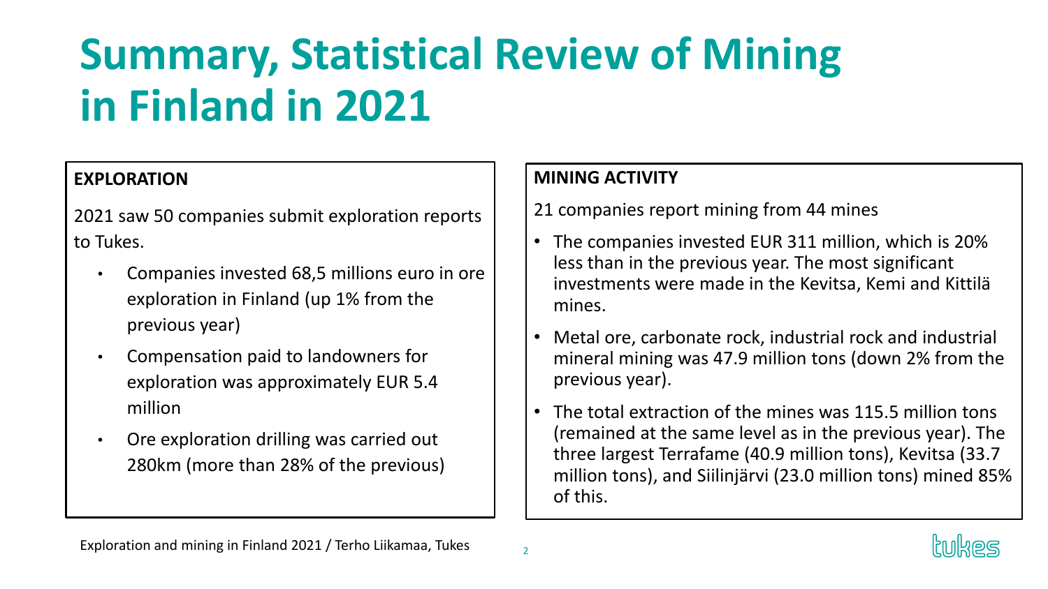# Summary, Statistical Review of Mining in Finland in 2021

**EXPLORATION**

2021 saw 50 companies submit exploration reports to Tukes.

- Companies invested 68,5 millions euro in ore exploration in Finland (up 1% from the previous year)
- Compensation paid to landowners for exploration was approximately EUR 5.4 million
- Ore exploration drilling was carried out 280km (more than 28% of the previous)

**MINING ACTIVITY**

21 companies report mining from 44 mines

- The companies invested EUR 311 million, which is 20% less than in the previous year. The most significant investments were made in the Kevitsa, Kemi and Kittilä mines.
- Metal ore, carbonate rock, industrial rock and industrial mineral mining was 47.9 million tons (down 2% from the previous year).
- The total extraction of the mines was 115.5 million tons (remained at the same level as in the previous year). The three largest Terrafame (40.9 million tons), Kevitsa (33.7 million tons), and Siilinjärvi (23.0 million tons) mined 85% of this.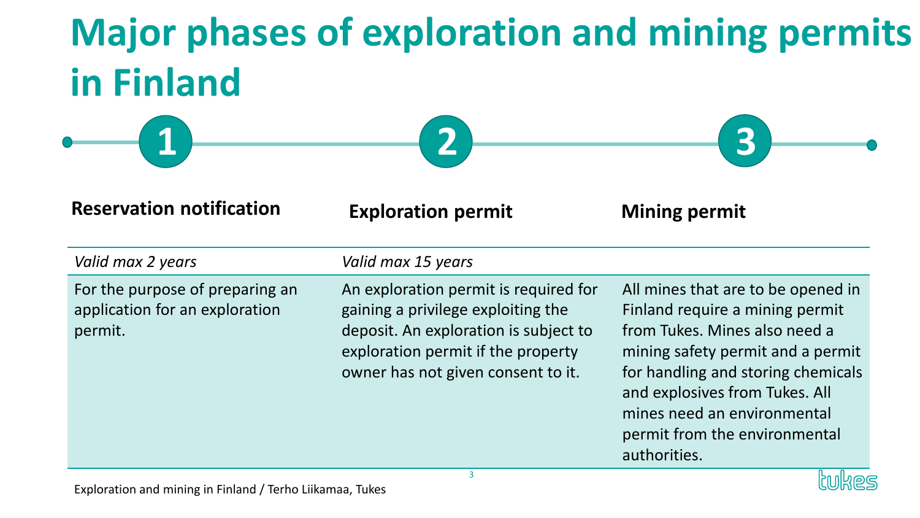# Major phases of exploration and mining permits in Finland

| 1 | 2 | 3 |
|---|---|---|
| **Reservation notification** | **Exploration permit** | **Mining permit** |
| *Valid max 2 years* | *Valid max 15 years* | |
| For the purpose of preparing an application for an exploration permit. | An exploration permit is required for gaining a privilege exploiting the deposit. An exploration is subject to exploration permit if the property owner has not given consent to it. | All mines that are to be opened in Finland require a mining permit from Tukes. Mines also need a mining safety permit and a permit for handling and storing chemicals and explosives from Tukes. All mines need an environmental permit from the environmental authorities. |

Exploration and mining in Finland / Terho Liikamaa, Tukes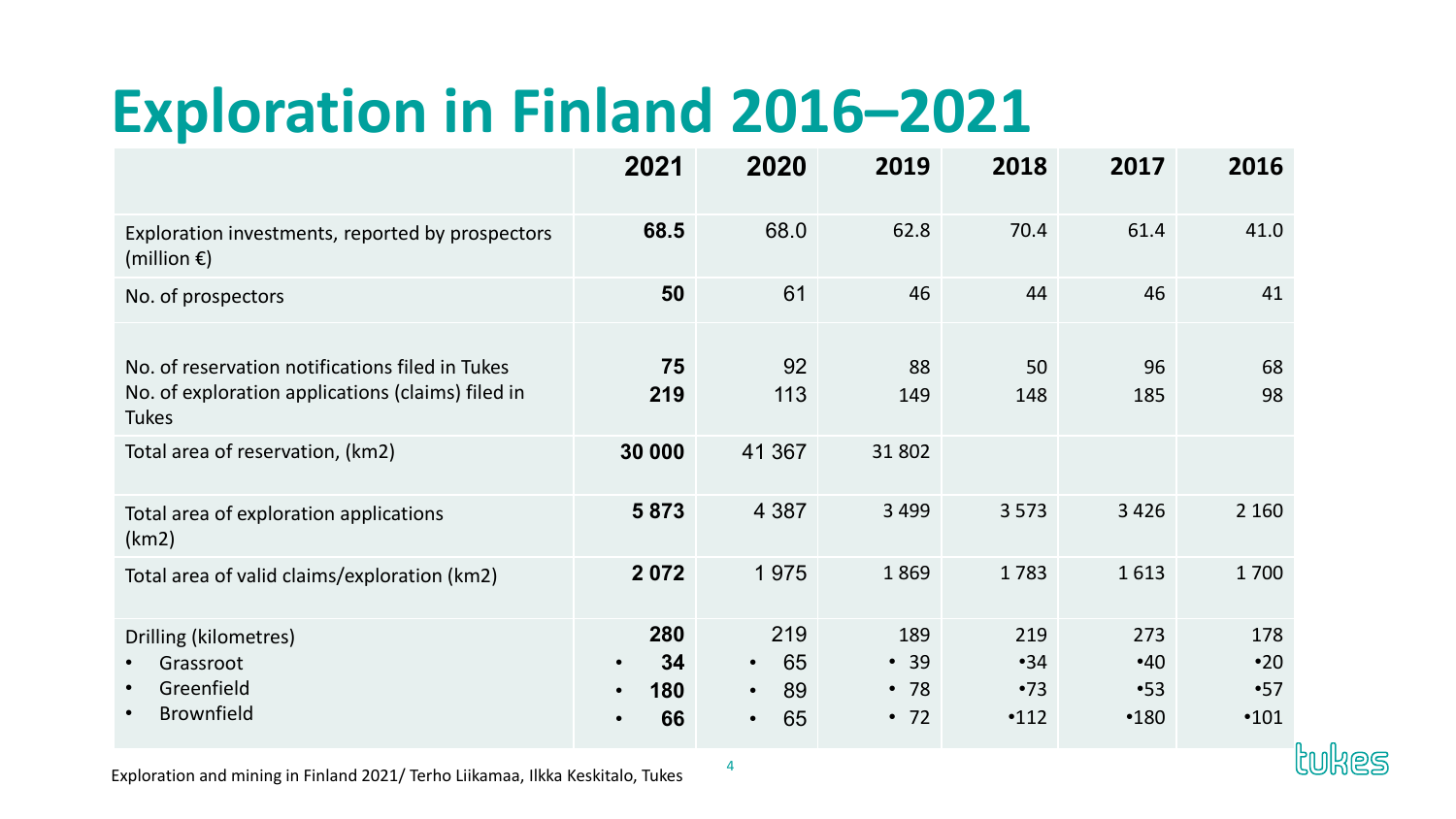# Exploration in Finland 2016–2021

| | **2021** | **2020** | **2019** | **2018** | **2017** | **2016** |
|---|---|---|---|---|---|---|
| Exploration investments, reported by prospectors (million €) | **68.5** | 68.0 | 62.8 | 70.4 | 61.4 | 41.0 |
| No. of prospectors | **50** | 61 | 46 | 44 | 46 | 41 |
| No. of reservation notifications filed in Tukes | **75** | 92 | 88 | 50 | 96 | 68 |
| No. of exploration applications (claims) filed in Tukes | **219** | 113 | 149 | 148 | 185 | 98 |
| Total area of reservation, (km2) | **30 000** | 41 367 | 31 802 | | | |
| Total area of exploration applications (km2) | **5 873** | 4 387 | 3 499 | 3 573 | 3 426 | 2 160 |
| Total area of valid claims/exploration (km2) | **2 072** | 1 975 | 1 869 | 1 783 | 1 613 | 1 700 |
| Drilling (kilometres) | **280** | 219 | 189 | 219 | 273 | 178 |
| • Grassroot | • **34** | • 65 | • 39 | •34 | •40 | •20 |
| • Greenfield | • **180** | • 89 | • 78 | •73 | •53 | •57 |
| • Brownfield | • **66** | • 65 | • 72 | •112 | •180 | •101 |

Exploration and mining in Finland 2021/ Terho Liikamaa, Ilkka Keskitalo, Tukes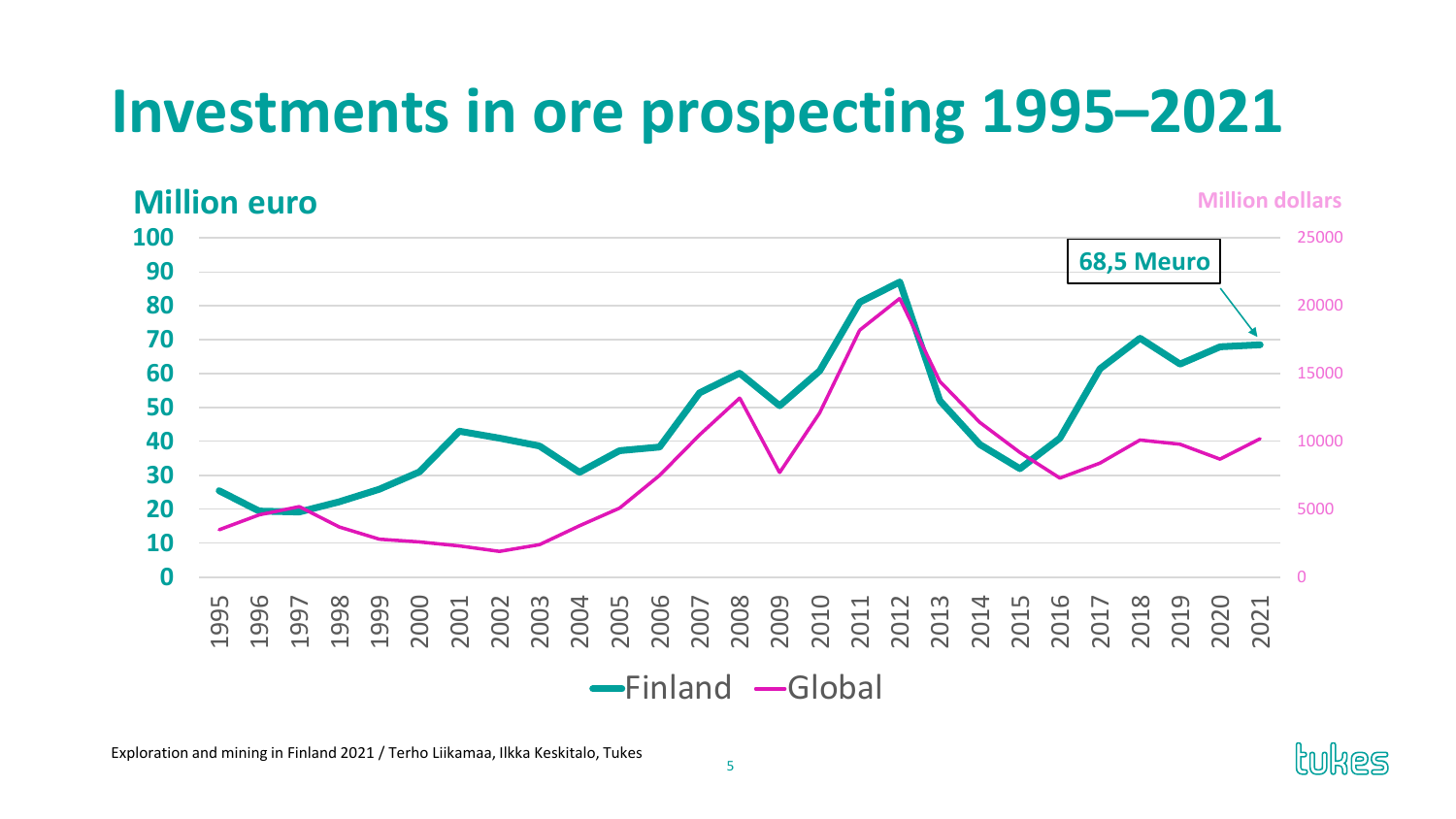# Investments in ore prospecting 1995–2021

Million euro

Million dollars

68,5 Meuro

Finland — Global

Exploration and mining in Finland 2021 / Terho Liikamaa, Ilkka Keskitalo, Tukes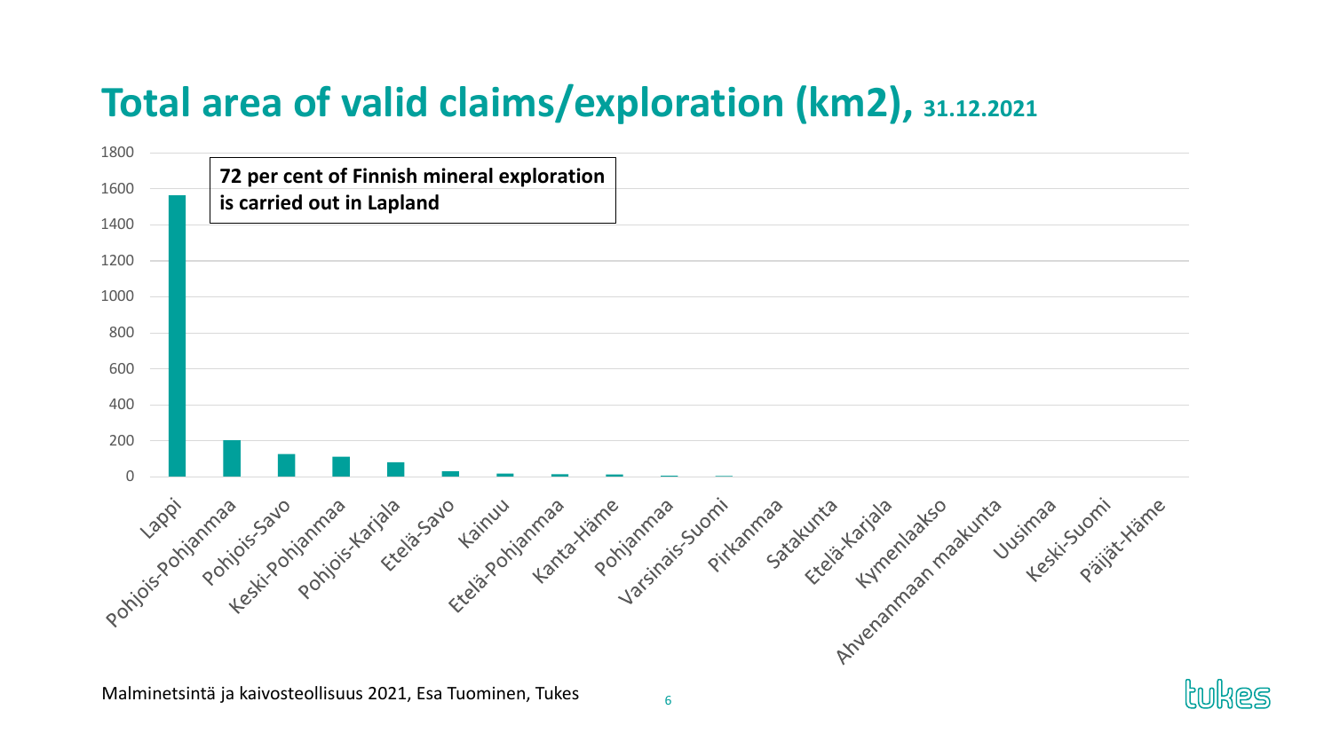# Total area of valid claims/exploration (km2), 31.12.2021

**72 per cent of Finnish mineral exploration is carried out in Lapland**

| Region | Approx. area (km2) |
|---|---|
| Lappi | 1560 |
| Pohjois-Pohjanmaa | 200 |
| Pohjois-Savo | 125 |
| Keski-Pohjanmaa | 110 |
| Pohjois-Karjala | 80 |
| Etelä-Savo | 30 |
| Kainuu | 15 |
| Etelä-Pohjanmaa | 12 |
| Kanta-Häme | 10 |
| Pohjanmaa | 5 |
| Varsinais-Suomi | 3 |
| Pirkanmaa | 0 |
| Satakunta | 0 |
| Etelä-Karjala | 0 |
| Kymenlaakso | 0 |
| Ahvenanmaan maakunta | 0 |
| Uusimaa | 0 |
| Keski-Suomi | 0 |
| Päijät-Häme | 0 |

Malminetsintä ja kaivosteollisuus 2021, Esa Tuominen, Tukes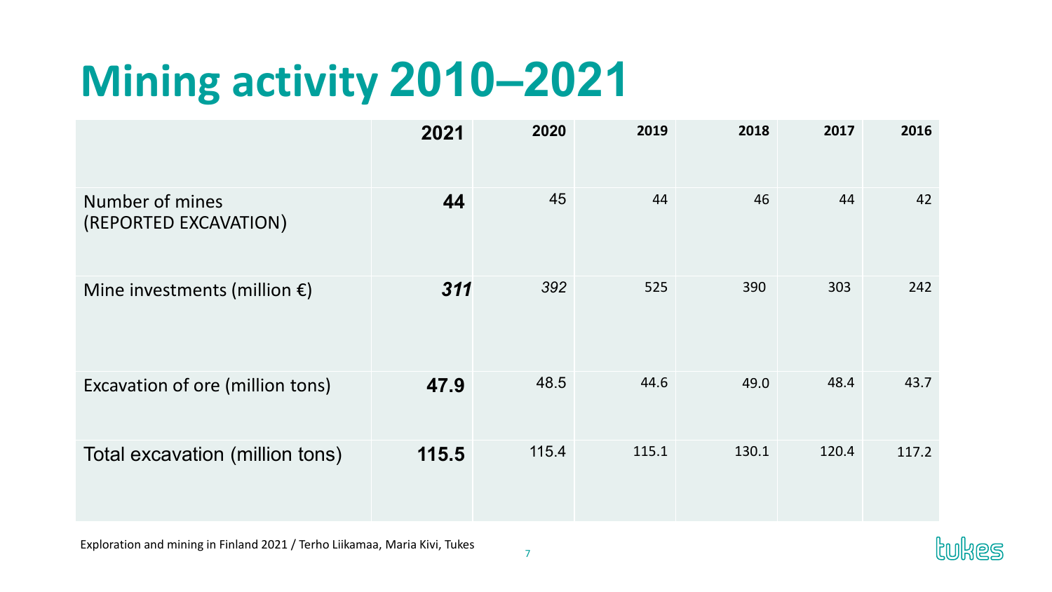# Mining activity 2010–2021

| | **2021** | **2020** | **2019** | **2018** | **2017** | **2016** |
|---|---|---|---|---|---|---|
| Number of mines (REPORTED EXCAVATION) | **44** | 45 | 44 | 46 | 44 | 42 |
| Mine investments (million €) | ***311*** | *392* | 525 | 390 | 303 | 242 |
| Excavation of ore (million tons) | **47.9** | 48.5 | 44.6 | 49.0 | 48.4 | 43.7 |
| Total excavation (million tons) | **115.5** | 115.4 | 115.1 | 130.1 | 120.4 | 117.2 |

Exploration and mining in Finland 2021 / Terho Liikamaa, Maria Kivi, Tukes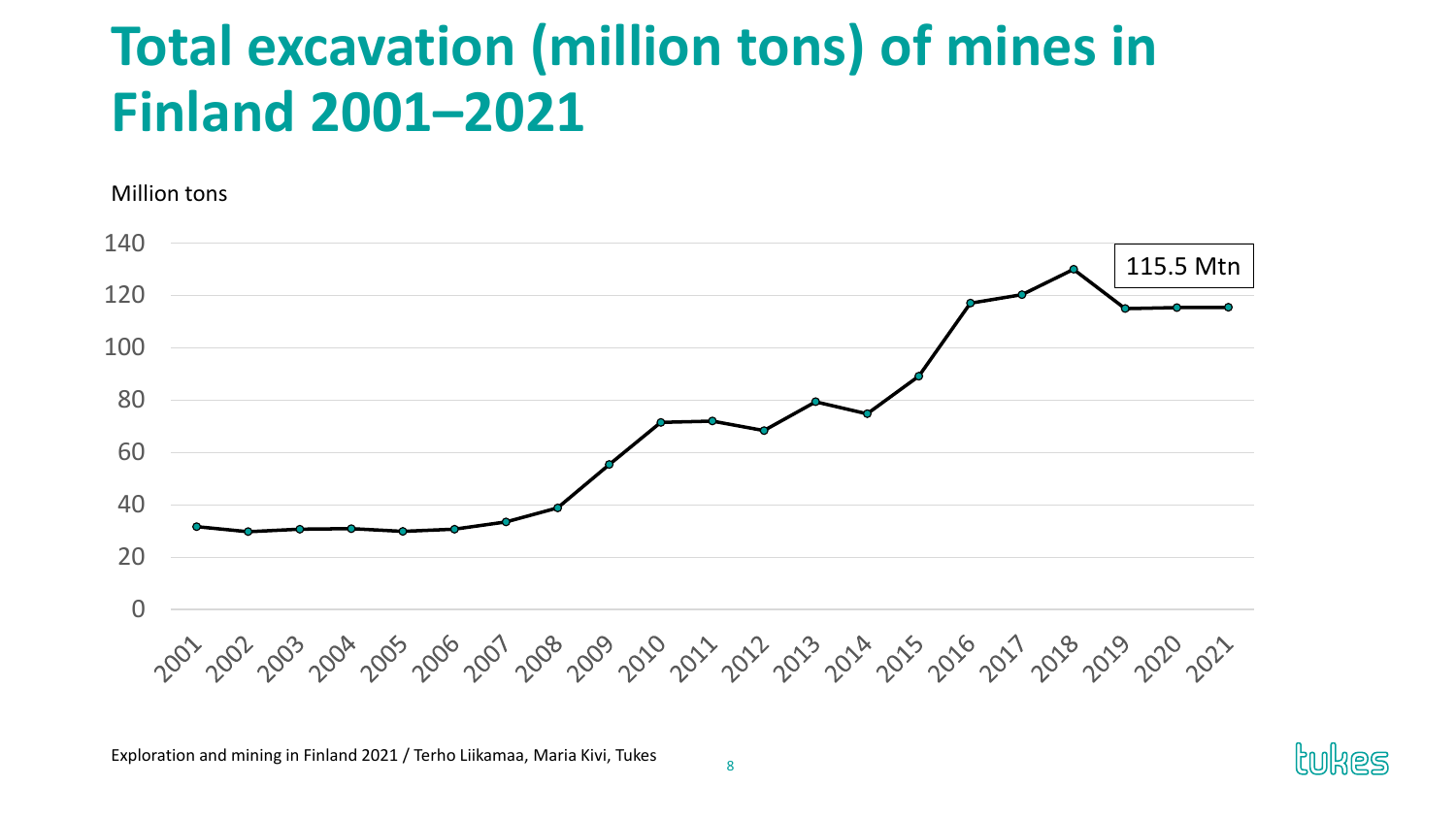# Total excavation (million tons) of mines in Finland 2001–2021

Million tons

140
120
100
80
60
40
20
0

115.5 Mtn

2001 2002 2003 2004 2005 2006 2007 2008 2009 2010 2011 2012 2013 2014 2015 2016 2017 2018 2019 2020 2021

Exploration and mining in Finland 2021 / Terho Liikamaa, Maria Kivi, Tukes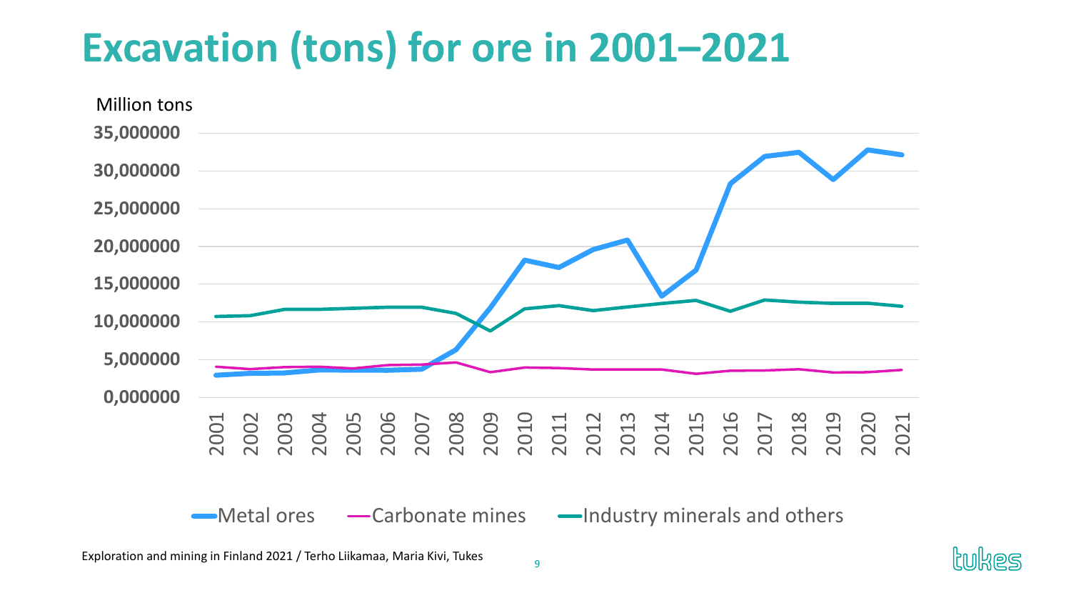# Excavation (tons) for ore in 2001–2021

Million tons

Exploration and mining in Finland 2021 / Terho Liikamaa, Maria Kivi, Tukes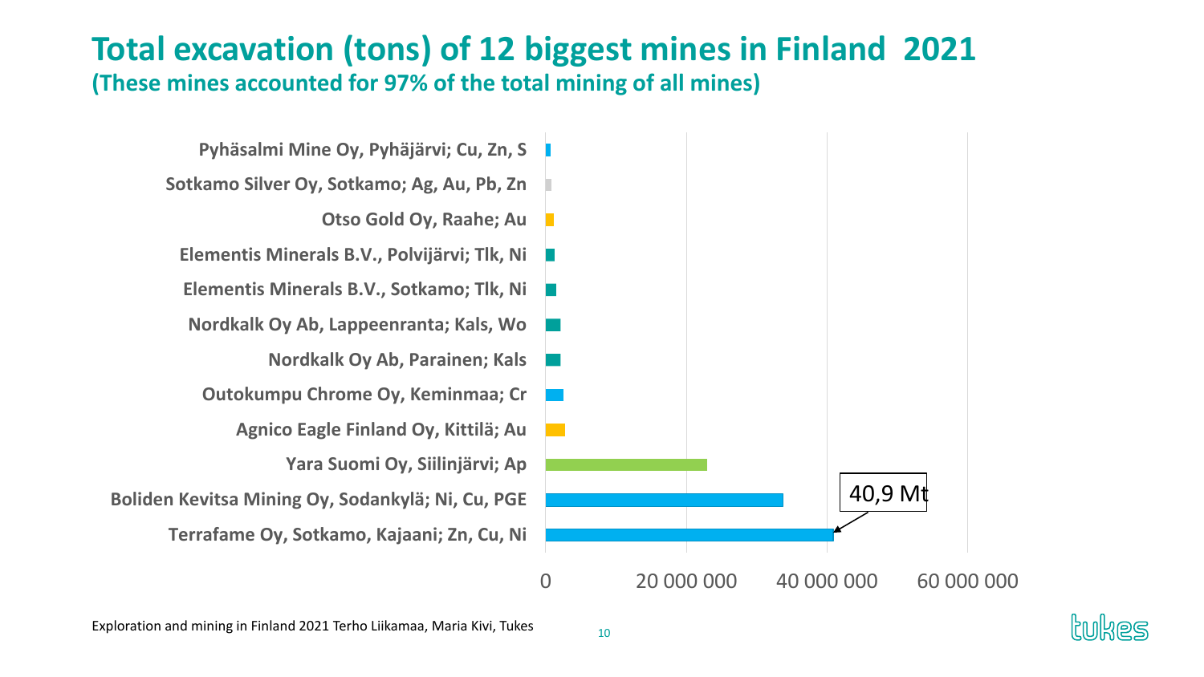# Total excavation (tons) of 12 biggest mines in Finland 2021

**(These mines accounted for 97% of the total mining of all mines)**

- Pyhäsalmi Mine Oy, Pyhäjärvi; Cu, Zn, S
- Sotkamo Silver Oy, Sotkamo; Ag, Au, Pb, Zn
- Otso Gold Oy, Raahe; Au
- Elementis Minerals B.V., Polvijärvi; Tlk, Ni
- Elementis Minerals B.V., Sotkamo; Tlk, Ni
- Nordkalk Oy Ab, Lappeenranta; Kals, Wo
- Nordkalk Oy Ab, Parainen; Kals
- Outokumpu Chrome Oy, Keminmaa; Cr
- Agnico Eagle Finland Oy, Kittilä; Au
- Yara Suomi Oy, Siilinjärvi; Ap
- Boliden Kevitsa Mining Oy, Sodankylä; Ni, Cu, PGE
- Terrafame Oy, Sotkamo, Kajaani; Zn, Cu, Ni — 40,9 Mt

Axis: 0 · 20 000 000 · 40 000 000 · 60 000 000

Exploration and mining in Finland 2021 Terho Liikamaa, Maria Kivi, Tukes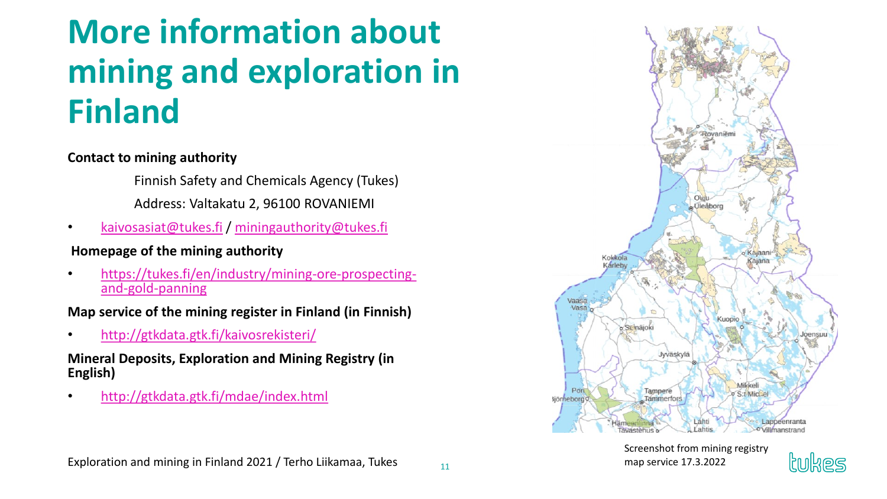# More information about mining and exploration in Finland

**Contact to mining authority**

Finnish Safety and Chemicals Agency (Tukes)

Address: Valtakatu 2, 96100 ROVANIEMI

- kaivosasiat@tukes.fi / miningauthority@tukes.fi

**Homepage of the mining authority**

- https://tukes.fi/en/industry/mining-ore-prospecting-and-gold-panning

**Map service of the mining register in Finland (in Finnish)**

- http://gtkdata.gtk.fi/kaivosrekisteri/

**Mineral Deposits, Exploration and Mining Registry (in English)**

- http://gtkdata.gtk.fi/mdae/index.html

Screenshot from mining registry map service 17.3.2022

Exploration and mining in Finland 2021 / Terho Liikamaa, Tukes